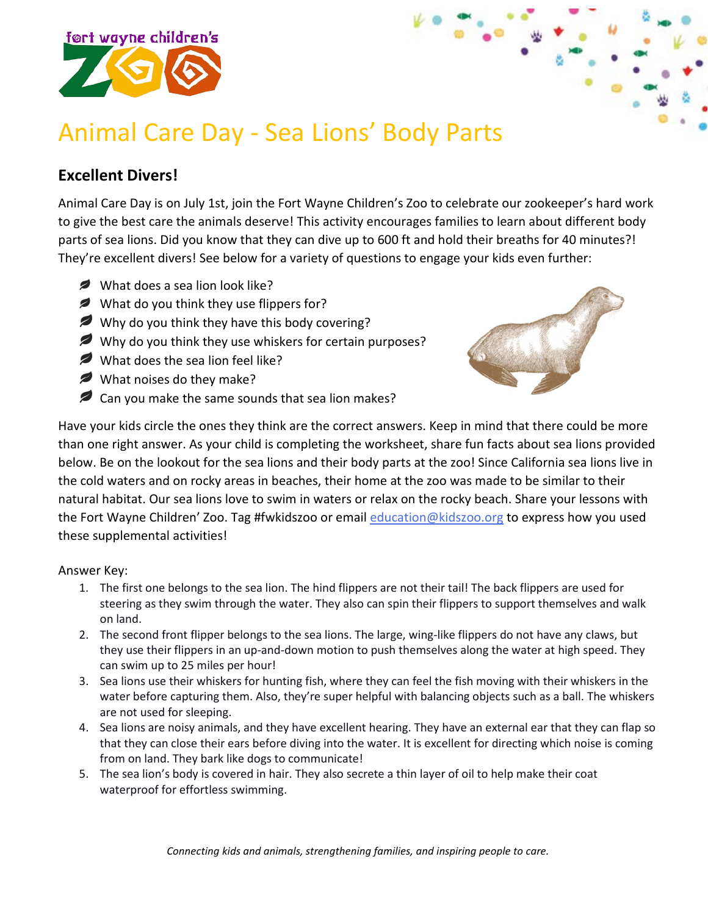fort wayne children's ZOO

# Animal Care Day - Sea Lions' Body Parts

## Excellent Divers!

Animal Care Day is on July 1st, join the Fort Wayne Children's Zoo to celebrate our zookeeper's hard work to give the best care the animals deserve! This activity encourages families to learn about different body parts of sea lions. Did you know that they can dive up to 600 ft and hold their breaths for 40 minutes?! They're excellent divers! See below for a variety of questions to engage your kids even further:

- What does a sea lion look like?
- What do you think they use flippers for?
- Why do you think they have this body covering?
- Why do you think they use whiskers for certain purposes?
- What does the sea lion feel like?
- What noises do they make?
- Can you make the same sounds that sea lion makes?

Have your kids circle the ones they think are the correct answers. Keep in mind that there could be more than one right answer. As your child is completing the worksheet, share fun facts about sea lions provided below. Be on the lookout for the sea lions and their body parts at the zoo! Since California sea lions live in the cold waters and on rocky areas in beaches, their home at the zoo was made to be similar to their natural habitat. Our sea lions love to swim in waters or relax on the rocky beach. Share your lessons with the Fort Wayne Children' Zoo. Tag #fwkidszoo or email education@kidszoo.org to express how you used these supplemental activities!

Answer Key:

1. The first one belongs to the sea lion. The hind flippers are not their tail! The back flippers are used for steering as they swim through the water. They also can spin their flippers to support themselves and walk on land.
2. The second front flipper belongs to the sea lions. The large, wing-like flippers do not have any claws, but they use their flippers in an up-and-down motion to push themselves along the water at high speed. They can swim up to 25 miles per hour!
3. Sea lions use their whiskers for hunting fish, where they can feel the fish moving with their whiskers in the water before capturing them. Also, they're super helpful with balancing objects such as a ball. The whiskers are not used for sleeping.
4. Sea lions are noisy animals, and they have excellent hearing. They have an external ear that they can flap so that they can close their ears before diving into the water. It is excellent for directing which noise is coming from on land. They bark like dogs to communicate!
5. The sea lion's body is covered in hair. They also secrete a thin layer of oil to help make their coat waterproof for effortless swimming.

*Connecting kids and animals, strengthening families, and inspiring people to care.*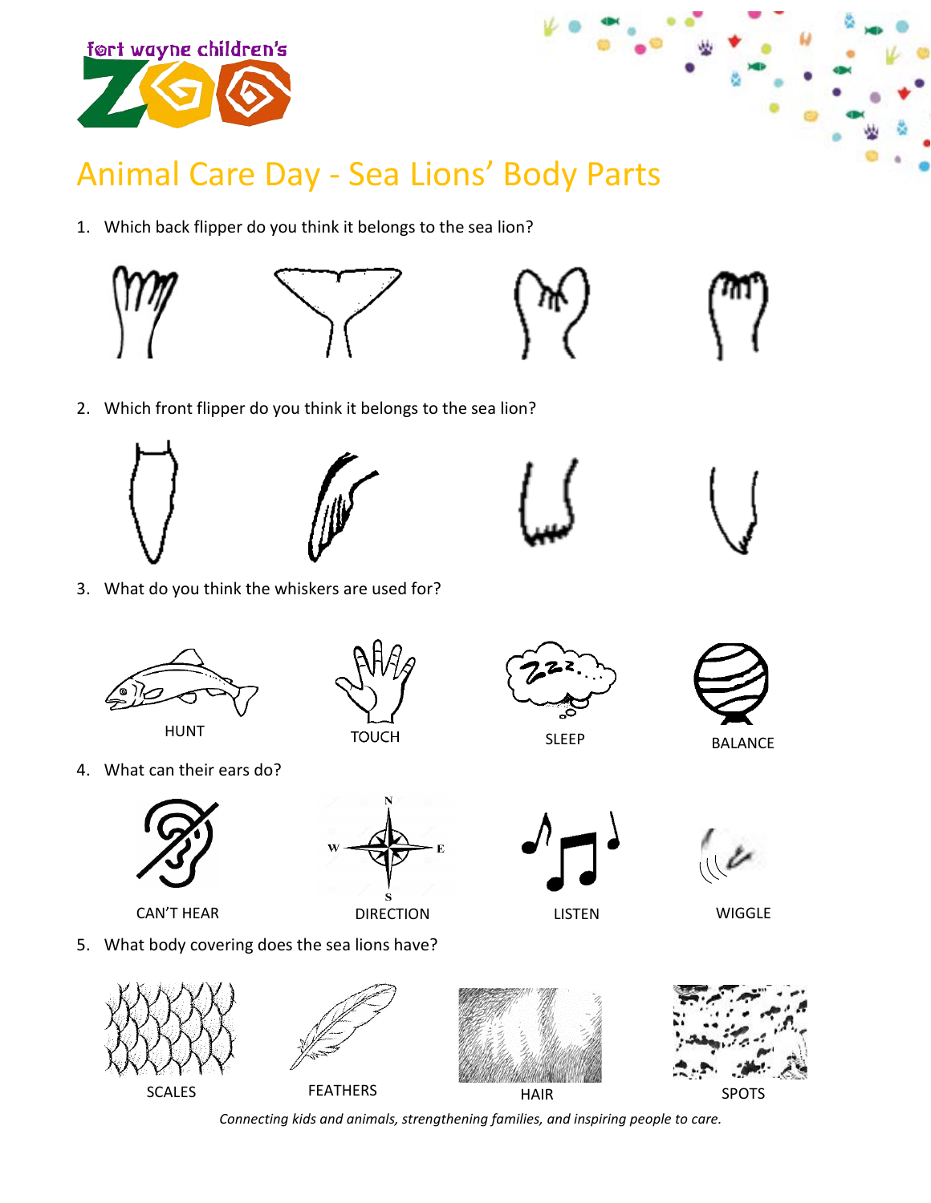# Animal Care Day - Sea Lions' Body Parts

1. Which back flipper do you think it belongs to the sea lion?

2. Which front flipper do you think it belongs to the sea lion?

3. What do you think the whiskers are used for?

HUNT

TOUCH

SLEEP

BALANCE

4. What can their ears do?

CAN'T HEAR

DIRECTION

LISTEN

WIGGLE

5. What body covering does the sea lions have?

SCALES

FEATHERS

HAIR

SPOTS

*Connecting kids and animals, strengthening families, and inspiring people to care.*